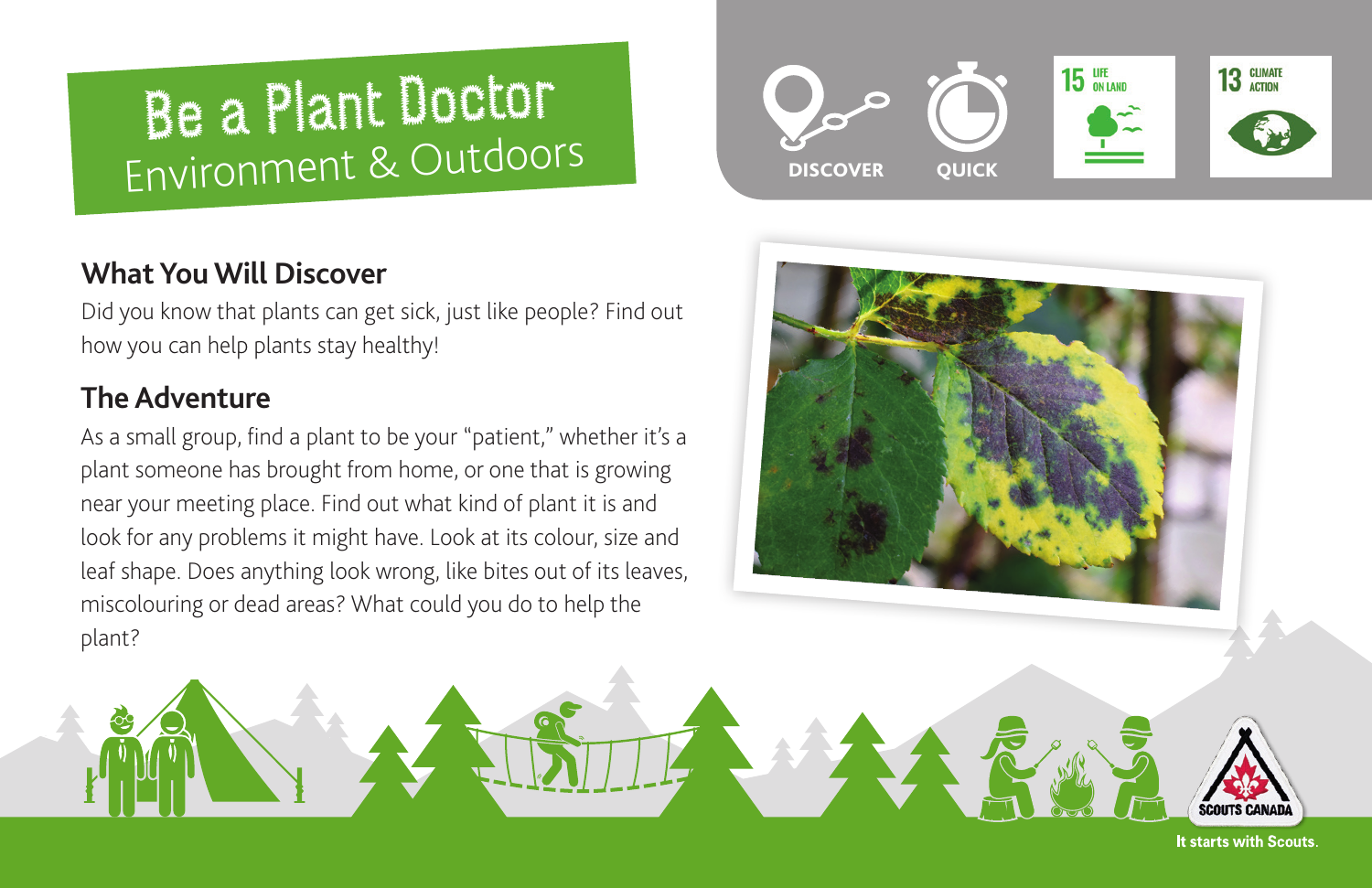# Be a Plant Doctor
## Environment & Outdoors

DISCOVER QUICK

15 LIFE ON LAND

13 CLIMATE ACTION

## What You Will Discover

Did you know that plants can get sick, just like people? Find out how you can help plants stay healthy!

## The Adventure

As a small group, find a plant to be your "patient," whether it's a plant someone has brought from home, or one that is growing near your meeting place. Find out what kind of plant it is and look for any problems it might have. Look at its colour, size and leaf shape. Does anything look wrong, like bites out of its leaves, miscolouring or dead areas? What could you do to help the plant?

SCOUTS CANADA

It starts with Scouts.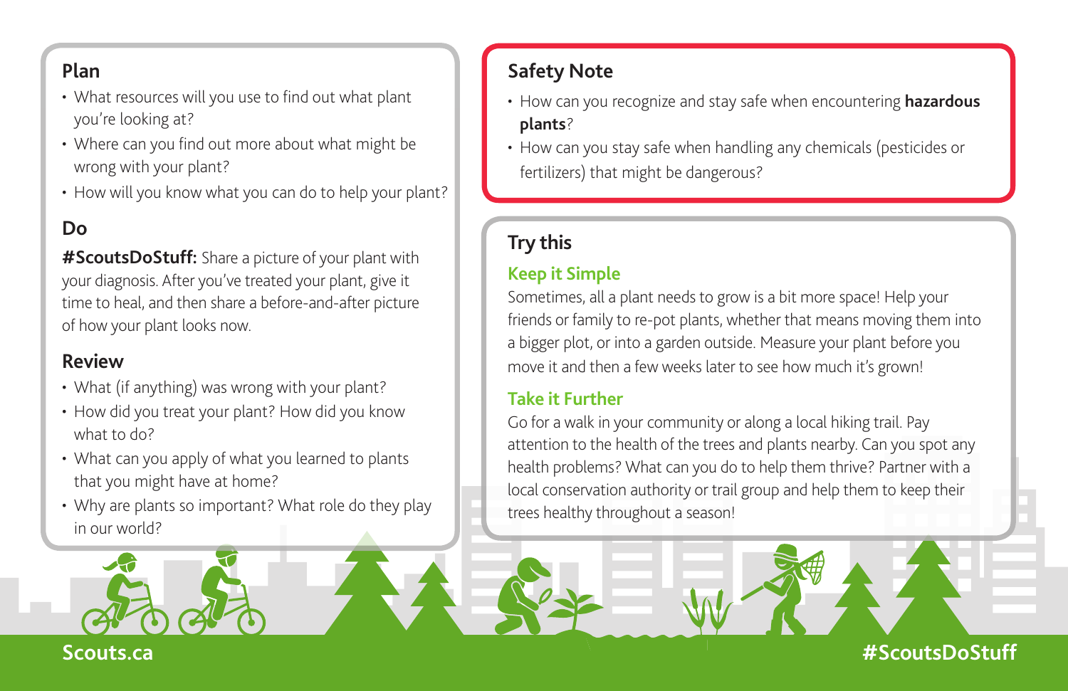## Plan

- What resources will you use to find out what plant you're looking at?
- Where can you find out more about what might be wrong with your plant?
- How will you know what you can do to help your plant?

## Do

**#ScoutsDoStuff:** Share a picture of your plant with your diagnosis. After you've treated your plant, give it time to heal, and then share a before-and-after picture of how your plant looks now.

## Review

- What (if anything) was wrong with your plant?
- How did you treat your plant? How did you know what to do?
- What can you apply of what you learned to plants that you might have at home?
- Why are plants so important? What role do they play in our world?

## Safety Note

- How can you recognize and stay safe when encountering **hazardous plants**?
- How can you stay safe when handling any chemicals (pesticides or fertilizers) that might be dangerous?

## Try this

### Keep it Simple

Sometimes, all a plant needs to grow is a bit more space! Help your friends or family to re-pot plants, whether that means moving them into a bigger plot, or into a garden outside. Measure your plant before you move it and then a few weeks later to see how much it's grown!

### Take it Further

Go for a walk in your community or along a local hiking trail. Pay attention to the health of the trees and plants nearby. Can you spot any health problems? What can you do to help them thrive? Partner with a local conservation authority or trail group and help them to keep their trees healthy throughout a season!

Scouts.ca

#ScoutsDoStuff